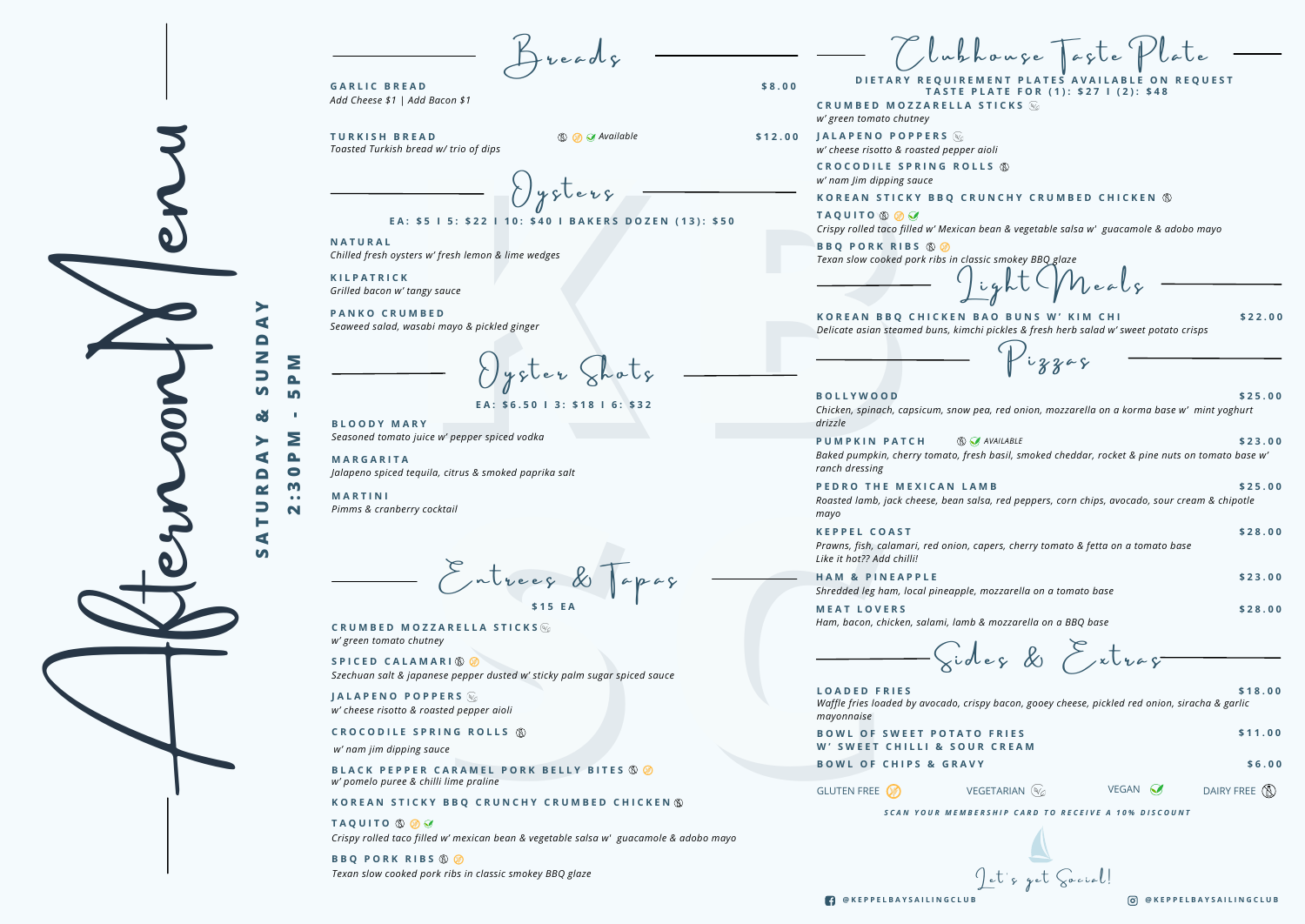# Afternoon Menu

**SATURDAY & SUNDAY**
**2:30PM - 5PM**

## Breads

**GARLIC BREAD** — $8.00
*Add Cheese $1 | Add Bacon $1*

**TURKISH BREAD** *(Vegan, Gluten Free, Dairy Free Available)* — $12.00
*Toasted Turkish bread w/ trio of dips*

## Oysters

**EA: $5 | 5: $22 | 10: $40 | BAKERS DOZEN (13): $50**

**NATURAL**
*Chilled fresh oysters w/ fresh lemon & lime wedges*

**KILPATRICK**
*Grilled bacon w/ tangy sauce*

**PANKO CRUMBED**
*Seaweed salad, wasabi mayo & pickled ginger*

## Oyster Shots

**EA: $6.50 | 3: $18 | 6: $32**

**BLOODY MARY**
*Seasoned tomato juice w/ pepper spiced vodka*

**MARGARITA**
*Jalapeno spiced tequila, citrus & smoked paprika salt*

**MARTINI**
*Pimms & cranberry cocktail*

## Entrees & Tapas

**$15 EA**

**CRUMBED MOZZARELLA STICKS** (Vegetarian)
*w/ green tomato chutney*

**SPICED CALAMARI** (Dairy Free, Gluten Free)
*Szechuan salt & japanese pepper dusted w/ sticky palm sugar spiced sauce*

**JALAPENO POPPERS** (Vegetarian)
*w/ cheese risotto & roasted pepper aioli*

**CROCODILE SPRING ROLLS** (Dairy Free)
*w/ nam jim dipping sauce*

**BLACK PEPPER CARAMEL PORK BELLY BITES** (Dairy Free, Gluten Free)
*w/ pomelo puree & chilli lime praline*

**KOREAN STICKY BBQ CRUNCHY CRUMBED CHICKEN** (Dairy Free)

**TAQUITO** (Dairy Free, Gluten Free, Vegan)
*Crispy rolled taco filled w/ mexican bean & vegetable salsa w/ guacamole & adobo mayo*

**BBQ PORK RIBS** (Dairy Free, Gluten Free)
*Texan slow cooked pork ribs in classic smokey BBQ glaze*

## Clubhouse Taste Plate

**DIETARY REQUIREMENT PLATES AVAILABLE ON REQUEST**
**TASTE PLATE FOR (1): $27 | (2): $48**

**CRUMBED MOZZARELLA STICKS** (Vegetarian)
*w/ green tomato chutney*

**JALAPENO POPPERS** (Vegetarian)
*w/ cheese risotto & roasted pepper aioli*

**CROCODILE SPRING ROLLS** (Dairy Free)
*w/ nam Jim dipping sauce*

**KOREAN STICKY BBQ CRUNCHY CRUMBED CHICKEN** (Dairy Free)

**TAQUITO** (Dairy Free, Gluten Free, Vegan)
*Crispy rolled taco filled w/ Mexican bean & vegetable salsa w/ guacamole & adobo mayo*

**BBQ PORK RIBS** (Dairy Free, Gluten Free)
*Texan slow cooked pork ribs in classic smokey BBQ glaze*

## Light Meals

**KOREAN BBQ CHICKEN BAO BUNS W/ KIM CHI** — $22.00
*Delicate asian steamed buns, kimchi pickles & fresh herb salad w/ sweet potato crisps*

## Pizzas

**BOLLYWOOD** — $25.00
*Chicken, spinach, capsicum, snow pea, red onion, mozzarella on a korma base w/ mint yoghurt drizzle*

**PUMPKIN PATCH** *(Dairy Free, Vegan AVAILABLE)* — $23.00
*Baked pumpkin, cherry tomato, fresh basil, smoked cheddar, rocket & pine nuts on tomato base w/ ranch dressing*

**PEDRO THE MEXICAN LAMB** — $25.00
*Roasted lamb, jack cheese, bean salsa, red peppers, corn chips, avocado, sour cream & chipotle mayo*

**KEPPEL COAST** — $28.00
*Prawns, fish, calamari, red onion, capers, cherry tomato & fetta on a tomato base*
*Like it hot?? Add chilli!*

**HAM & PINEAPPLE** — $23.00
*Shredded leg ham, local pineapple, mozzarella on a tomato base*

**MEAT LOVERS** — $28.00
*Ham, bacon, chicken, salami, lamb & mozzarella on a BBQ base*

## Sides & Extras

**LOADED FRIES** — $18.00
*Waffle fries loaded by avocado, crispy bacon, gooey cheese, pickled red onion, siracha & garlic mayonnaise*

**BOWL OF SWEET POTATO FRIES W/ SWEET CHILLI & SOUR CREAM** — $11.00

**BOWL OF CHIPS & GRAVY** — $6.00

GLUTEN FREE | VEGETARIAN | VEGAN | DAIRY FREE

*SCAN YOUR MEMBERSHIP CARD TO RECEIVE A 10% DISCOUNT*

Let's get Social!

@KEPPELBAYSAILINGCLUB (Facebook) | @KEPPELBAYSAILINGCLUB (Instagram)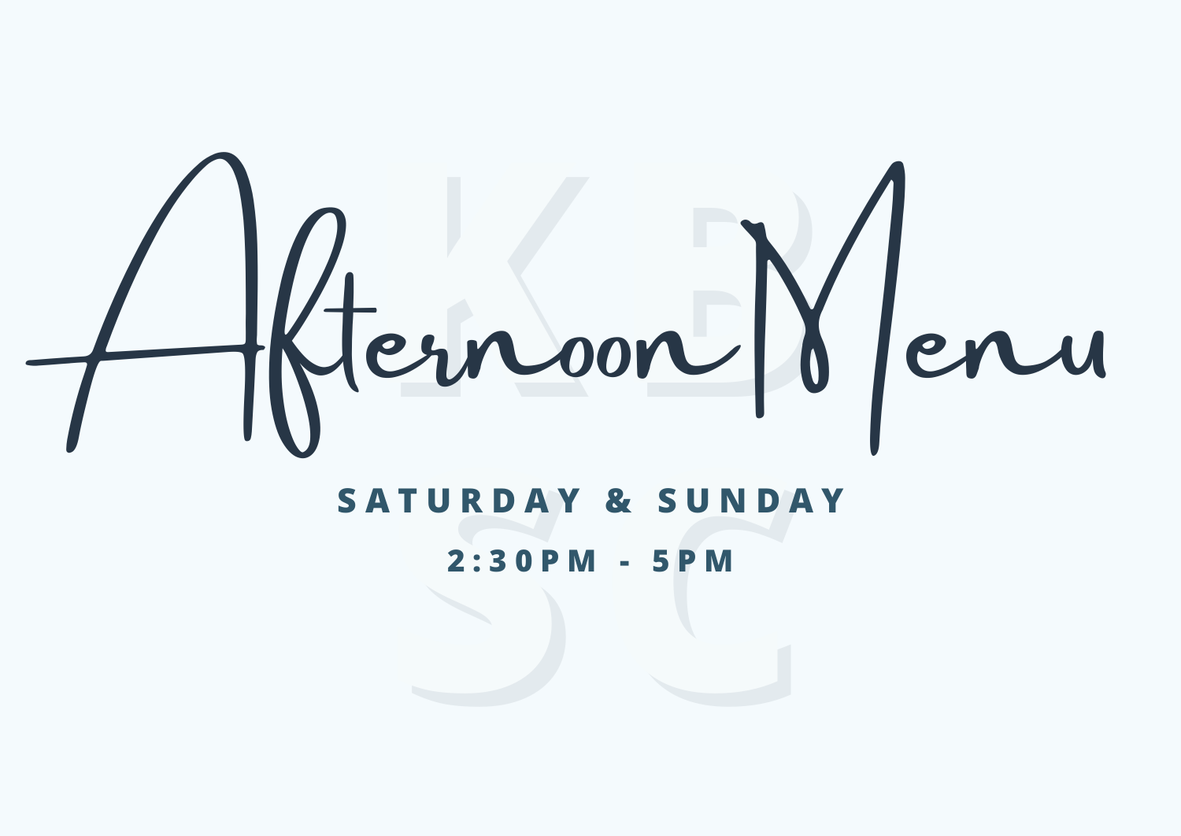# Afternoon Menu

SATURDAY & SUNDAY

2:30PM - 5PM